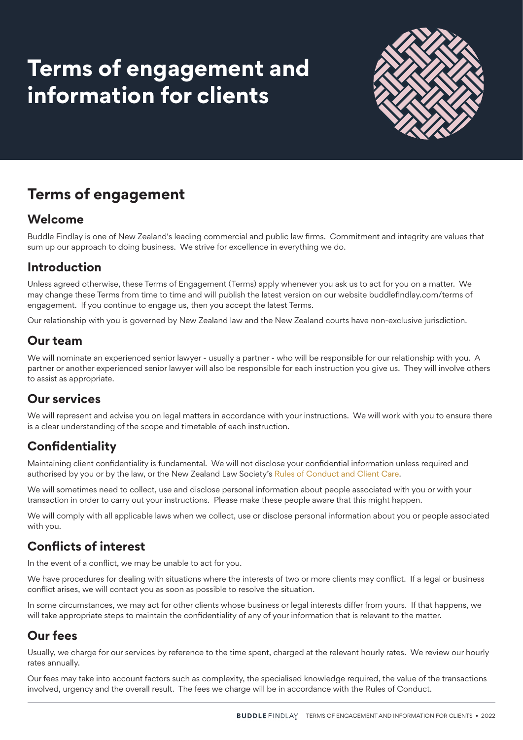# Terms of engagement and information for clients

## Terms of engagement

### Welcome

Buddle Findlay is one of New Zealand's leading commercial and public law firms. Commitment and integrity are values that sum up our approach to doing business. We strive for excellence in everything we do.

### Introduction

Unless agreed otherwise, these Terms of Engagement (Terms) apply whenever you ask us to act for you on a matter. We may change these Terms from time to time and will publish the latest version on our website buddlefindlay.com/terms of engagement. If you continue to engage us, then you accept the latest Terms.

Our relationship with you is governed by New Zealand law and the New Zealand courts have non-exclusive jurisdiction.

### Our team

We will nominate an experienced senior lawyer - usually a partner - who will be responsible for our relationship with you. A partner or another experienced senior lawyer will also be responsible for each instruction you give us. They will involve others to assist as appropriate.

### Our services

We will represent and advise you on legal matters in accordance with your instructions. We will work with you to ensure there is a clear understanding of the scope and timetable of each instruction.

### Confidentiality

Maintaining client confidentiality is fundamental. We will not disclose your confidential information unless required and authorised by you or by the law, or the New Zealand Law Society's Rules of Conduct and Client Care.

We will sometimes need to collect, use and disclose personal information about people associated with you or with your transaction in order to carry out your instructions. Please make these people aware that this might happen.

We will comply with all applicable laws when we collect, use or disclose personal information about you or people associated with you.

### Conflicts of interest

In the event of a conflict, we may be unable to act for you.

We have procedures for dealing with situations where the interests of two or more clients may conflict. If a legal or business conflict arises, we will contact you as soon as possible to resolve the situation.

In some circumstances, we may act for other clients whose business or legal interests differ from yours. If that happens, we will take appropriate steps to maintain the confidentiality of any of your information that is relevant to the matter.

### Our fees

Usually, we charge for our services by reference to the time spent, charged at the relevant hourly rates. We review our hourly rates annually.

Our fees may take into account factors such as complexity, the specialised knowledge required, the value of the transactions involved, urgency and the overall result. The fees we charge will be in accordance with the Rules of Conduct.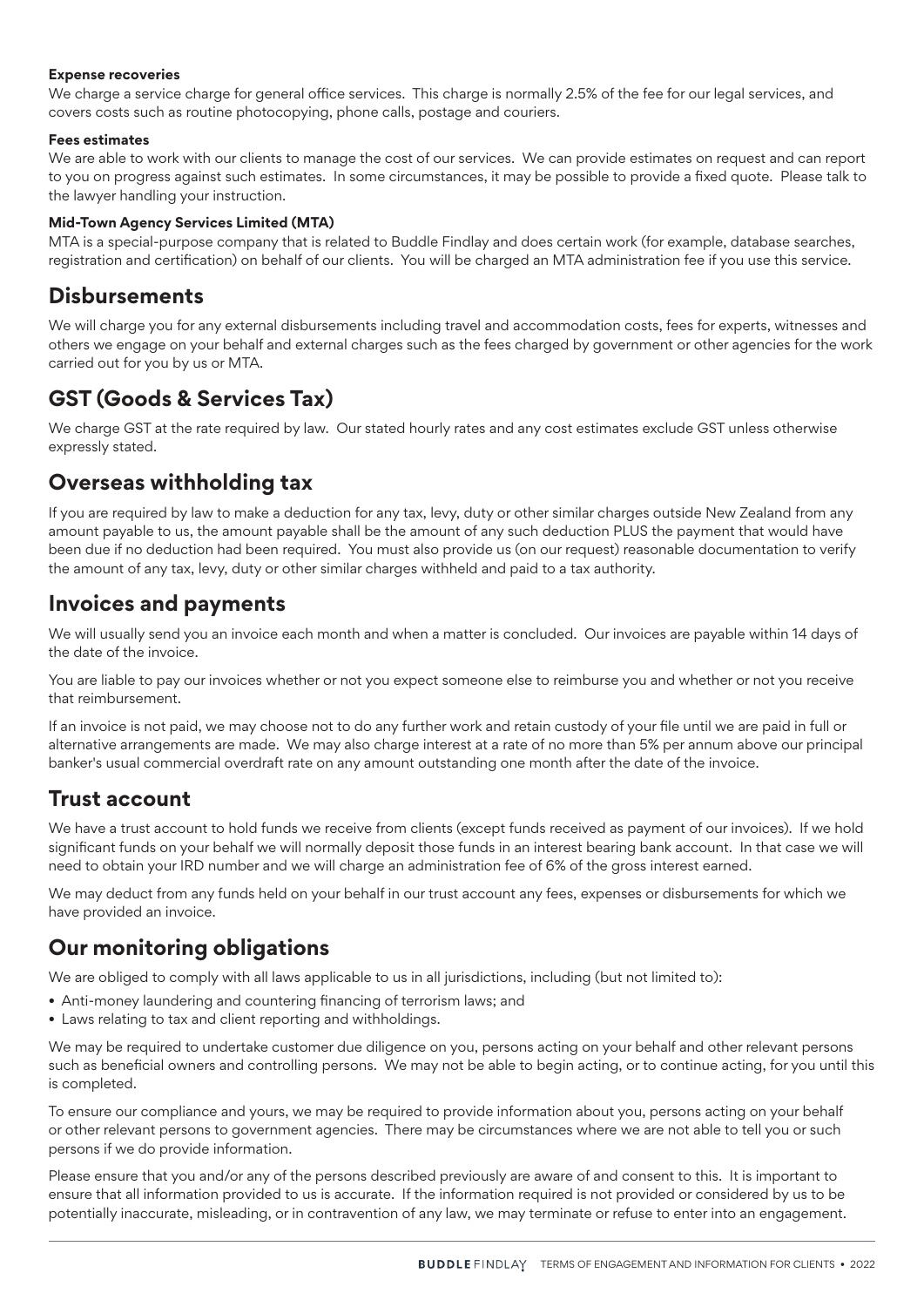**Expense recoveries**

We charge a service charge for general office services. This charge is normally 2.5% of the fee for our legal services, and covers costs such as routine photocopying, phone calls, postage and couriers.

**Fees estimates**

We are able to work with our clients to manage the cost of our services. We can provide estimates on request and can report to you on progress against such estimates. In some circumstances, it may be possible to provide a fixed quote. Please talk to the lawyer handling your instruction.

**Mid-Town Agency Services Limited (MTA)**

MTA is a special-purpose company that is related to Buddle Findlay and does certain work (for example, database searches, registration and certification) on behalf of our clients. You will be charged an MTA administration fee if you use this service.

## Disbursements

We will charge you for any external disbursements including travel and accommodation costs, fees for experts, witnesses and others we engage on your behalf and external charges such as the fees charged by government or other agencies for the work carried out for you by us or MTA.

## GST (Goods & Services Tax)

We charge GST at the rate required by law. Our stated hourly rates and any cost estimates exclude GST unless otherwise expressly stated.

## Overseas withholding tax

If you are required by law to make a deduction for any tax, levy, duty or other similar charges outside New Zealand from any amount payable to us, the amount payable shall be the amount of any such deduction PLUS the payment that would have been due if no deduction had been required. You must also provide us (on our request) reasonable documentation to verify the amount of any tax, levy, duty or other similar charges withheld and paid to a tax authority.

## Invoices and payments

We will usually send you an invoice each month and when a matter is concluded. Our invoices are payable within 14 days of the date of the invoice.

You are liable to pay our invoices whether or not you expect someone else to reimburse you and whether or not you receive that reimbursement.

If an invoice is not paid, we may choose not to do any further work and retain custody of your file until we are paid in full or alternative arrangements are made. We may also charge interest at a rate of no more than 5% per annum above our principal banker's usual commercial overdraft rate on any amount outstanding one month after the date of the invoice.

## Trust account

We have a trust account to hold funds we receive from clients (except funds received as payment of our invoices). If we hold significant funds on your behalf we will normally deposit those funds in an interest bearing bank account. In that case we will need to obtain your IRD number and we will charge an administration fee of 6% of the gross interest earned.

We may deduct from any funds held on your behalf in our trust account any fees, expenses or disbursements for which we have provided an invoice.

## Our monitoring obligations

We are obliged to comply with all laws applicable to us in all jurisdictions, including (but not limited to):

- Anti-money laundering and countering financing of terrorism laws; and
- Laws relating to tax and client reporting and withholdings.

We may be required to undertake customer due diligence on you, persons acting on your behalf and other relevant persons such as beneficial owners and controlling persons. We may not be able to begin acting, or to continue acting, for you until this is completed.

To ensure our compliance and yours, we may be required to provide information about you, persons acting on your behalf or other relevant persons to government agencies. There may be circumstances where we are not able to tell you or such persons if we do provide information.

Please ensure that you and/or any of the persons described previously are aware of and consent to this. It is important to ensure that all information provided to us is accurate. If the information required is not provided or considered by us to be potentially inaccurate, misleading, or in contravention of any law, we may terminate or refuse to enter into an engagement.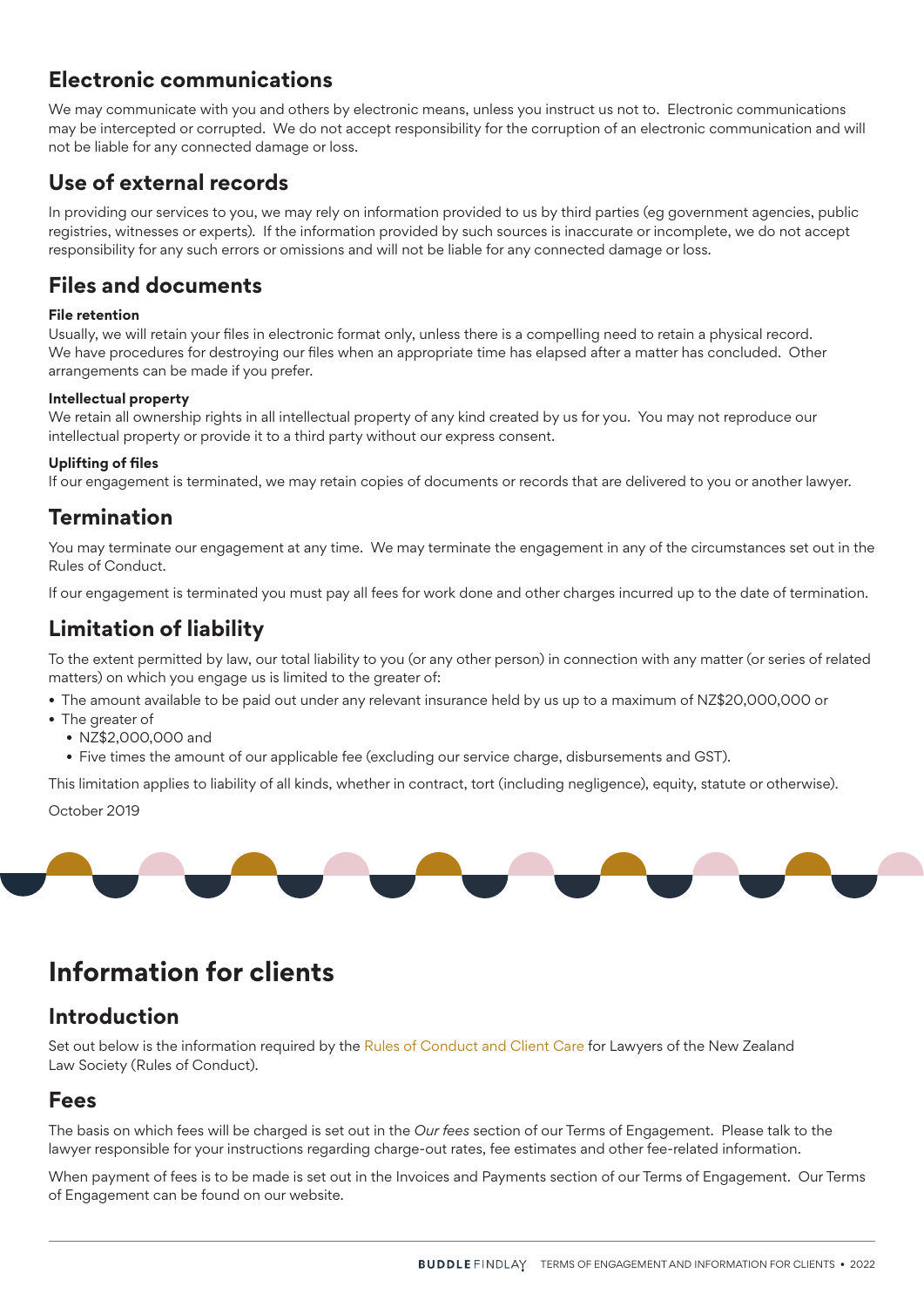## Electronic communications

We may communicate with you and others by electronic means, unless you instruct us not to. Electronic communications may be intercepted or corrupted. We do not accept responsibility for the corruption of an electronic communication and will not be liable for any connected damage or loss.

## Use of external records

In providing our services to you, we may rely on information provided to us by third parties (eg government agencies, public registries, witnesses or experts). If the information provided by such sources is inaccurate or incomplete, we do not accept responsibility for any such errors or omissions and will not be liable for any connected damage or loss.

## Files and documents

**File retention**
Usually, we will retain your files in electronic format only, unless there is a compelling need to retain a physical record. We have procedures for destroying our files when an appropriate time has elapsed after a matter has concluded. Other arrangements can be made if you prefer.

**Intellectual property**
We retain all ownership rights in all intellectual property of any kind created by us for you. You may not reproduce our intellectual property or provide it to a third party without our express consent.

**Uplifting of files**
If our engagement is terminated, we may retain copies of documents or records that are delivered to you or another lawyer.

## Termination

You may terminate our engagement at any time. We may terminate the engagement in any of the circumstances set out in the Rules of Conduct.

If our engagement is terminated you must pay all fees for work done and other charges incurred up to the date of termination.

## Limitation of liability

To the extent permitted by law, our total liability to you (or any other person) in connection with any matter (or series of related matters) on which you engage us is limited to the greater of:

- The amount available to be paid out under any relevant insurance held by us up to a maximum of NZ$20,000,000 or
- The greater of
  - NZ$2,000,000 and
  - Five times the amount of our applicable fee (excluding our service charge, disbursements and GST).

This limitation applies to liability of all kinds, whether in contract, tort (including negligence), equity, statute or otherwise).

October 2019

# Information for clients

## Introduction

Set out below is the information required by the Rules of Conduct and Client Care for Lawyers of the New Zealand Law Society (Rules of Conduct).

## Fees

The basis on which fees will be charged is set out in the *Our fees* section of our Terms of Engagement. Please talk to the lawyer responsible for your instructions regarding charge-out rates, fee estimates and other fee-related information.

When payment of fees is to be made is set out in the Invoices and Payments section of our Terms of Engagement. Our Terms of Engagement can be found on our website.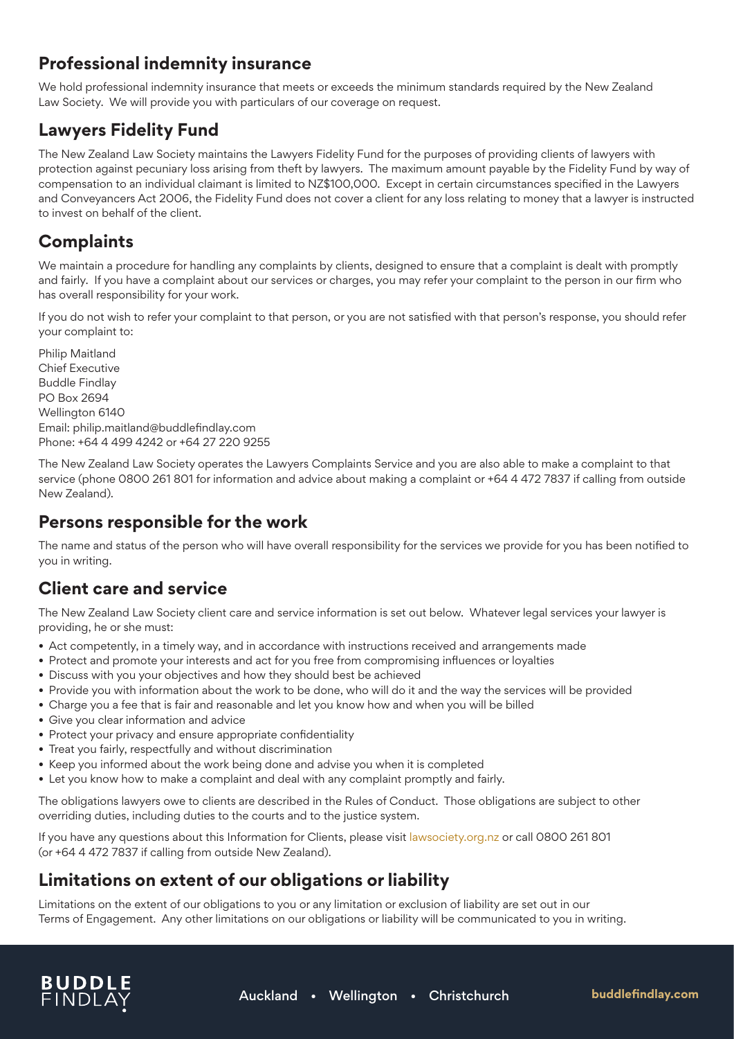## Professional indemnity insurance

We hold professional indemnity insurance that meets or exceeds the minimum standards required by the New Zealand Law Society. We will provide you with particulars of our coverage on request.

## Lawyers Fidelity Fund

The New Zealand Law Society maintains the Lawyers Fidelity Fund for the purposes of providing clients of lawyers with protection against pecuniary loss arising from theft by lawyers. The maximum amount payable by the Fidelity Fund by way of compensation to an individual claimant is limited to NZ$100,000. Except in certain circumstances specified in the Lawyers and Conveyancers Act 2006, the Fidelity Fund does not cover a client for any loss relating to money that a lawyer is instructed to invest on behalf of the client.

## Complaints

We maintain a procedure for handling any complaints by clients, designed to ensure that a complaint is dealt with promptly and fairly. If you have a complaint about our services or charges, you may refer your complaint to the person in our firm who has overall responsibility for your work.

If you do not wish to refer your complaint to that person, or you are not satisfied with that person's response, you should refer your complaint to:

Philip Maitland
Chief Executive
Buddle Findlay
PO Box 2694
Wellington 6140
Email: philip.maitland@buddlefindlay.com
Phone: +64 4 499 4242 or +64 27 220 9255

The New Zealand Law Society operates the Lawyers Complaints Service and you are also able to make a complaint to that service (phone 0800 261 801 for information and advice about making a complaint or +64 4 472 7837 if calling from outside New Zealand).

## Persons responsible for the work

The name and status of the person who will have overall responsibility for the services we provide for you has been notified to you in writing.

## Client care and service

The New Zealand Law Society client care and service information is set out below. Whatever legal services your lawyer is providing, he or she must:

- Act competently, in a timely way, and in accordance with instructions received and arrangements made
- Protect and promote your interests and act for you free from compromising influences or loyalties
- Discuss with you your objectives and how they should best be achieved
- Provide you with information about the work to be done, who will do it and the way the services will be provided
- Charge you a fee that is fair and reasonable and let you know how and when you will be billed
- Give you clear information and advice
- Protect your privacy and ensure appropriate confidentiality
- Treat you fairly, respectfully and without discrimination
- Keep you informed about the work being done and advise you when it is completed
- Let you know how to make a complaint and deal with any complaint promptly and fairly.

The obligations lawyers owe to clients are described in the Rules of Conduct. Those obligations are subject to other overriding duties, including duties to the courts and to the justice system.

If you have any questions about this Information for Clients, please visit lawsociety.org.nz or call 0800 261 801 (or +64 4 472 7837 if calling from outside New Zealand).

## Limitations on extent of our obligations or liability

Limitations on the extent of our obligations to you or any limitation or exclusion of liability are set out in our Terms of Engagement. Any other limitations on our obligations or liability will be communicated to you in writing.

BUDDLE FINDLAY

Auckland • Wellington • Christchurch

buddlefindlay.com